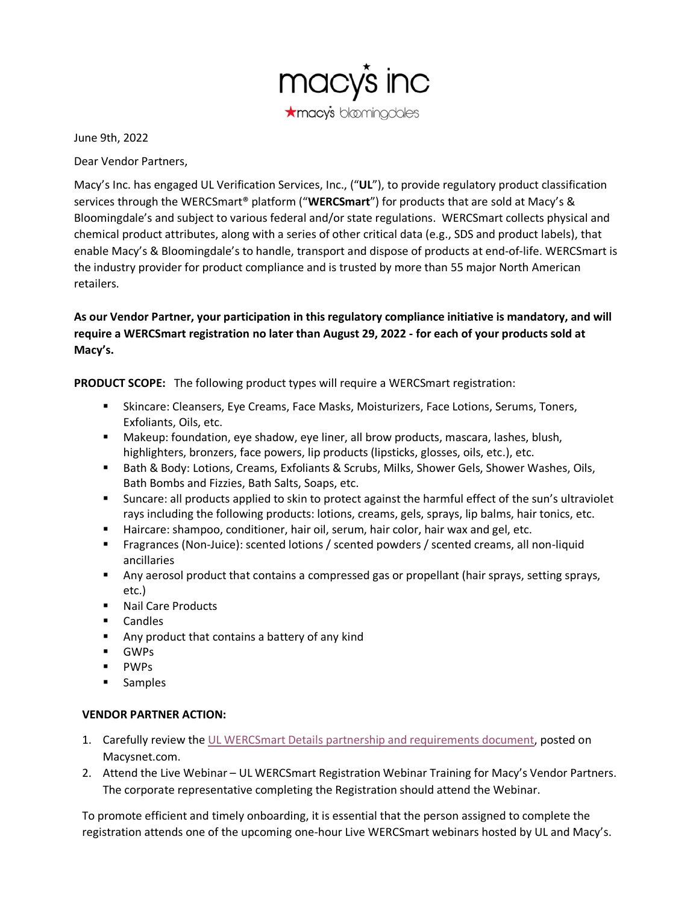June 9th, 2022

Dear Vendor Partners,

Macy's Inc. has engaged UL Verification Services, Inc., ("**UL**"), to provide regulatory product classification services through the WERCSmart® platform ("**WERCSmart**") for products that are sold at Macy's & Bloomingdale's and subject to various federal and/or state regulations. WERCSmart collects physical and chemical product attributes, along with a series of other critical data (e.g., SDS and product labels), that enable Macy's & Bloomingdale's to handle, transport and dispose of products at end-of-life. WERCSmart is the industry provider for product compliance and is trusted by more than 55 major North American retailers.

**As our Vendor Partner, your participation in this regulatory compliance initiative is mandatory, and will require a WERCSmart registration no later than August 29, 2022 - for each of your products sold at Macy's.**

**PRODUCT SCOPE:** The following product types will require a WERCSmart registration:

- Skincare: Cleansers, Eye Creams, Face Masks, Moisturizers, Face Lotions, Serums, Toners, Exfoliants, Oils, etc.
- Makeup: foundation, eye shadow, eye liner, all brow products, mascara, lashes, blush, highlighters, bronzers, face powers, lip products (lipsticks, glosses, oils, etc.), etc.
- Bath & Body: Lotions, Creams, Exfoliants & Scrubs, Milks, Shower Gels, Shower Washes, Oils, Bath Bombs and Fizzies, Bath Salts, Soaps, etc.
- Suncare: all products applied to skin to protect against the harmful effect of the sun's ultraviolet rays including the following products: lotions, creams, gels, sprays, lip balms, hair tonics, etc.
- Haircare: shampoo, conditioner, hair oil, serum, hair color, hair wax and gel, etc.
- Fragrances (Non-Juice): scented lotions / scented powders / scented creams, all non-liquid ancillaries
- Any aerosol product that contains a compressed gas or propellant (hair sprays, setting sprays, etc.)
- Nail Care Products
- Candles
- Any product that contains a battery of any kind
- GWPs
- PWPs
- Samples

**VENDOR PARTNER ACTION:**

1. Carefully review the UL WERCSmart Details partnership and requirements document, posted on Macysnet.com.
2. Attend the Live Webinar – UL WERCSmart Registration Webinar Training for Macy's Vendor Partners. The corporate representative completing the Registration should attend the Webinar.

To promote efficient and timely onboarding, it is essential that the person assigned to complete the registration attends one of the upcoming one-hour Live WERCSmart webinars hosted by UL and Macy's.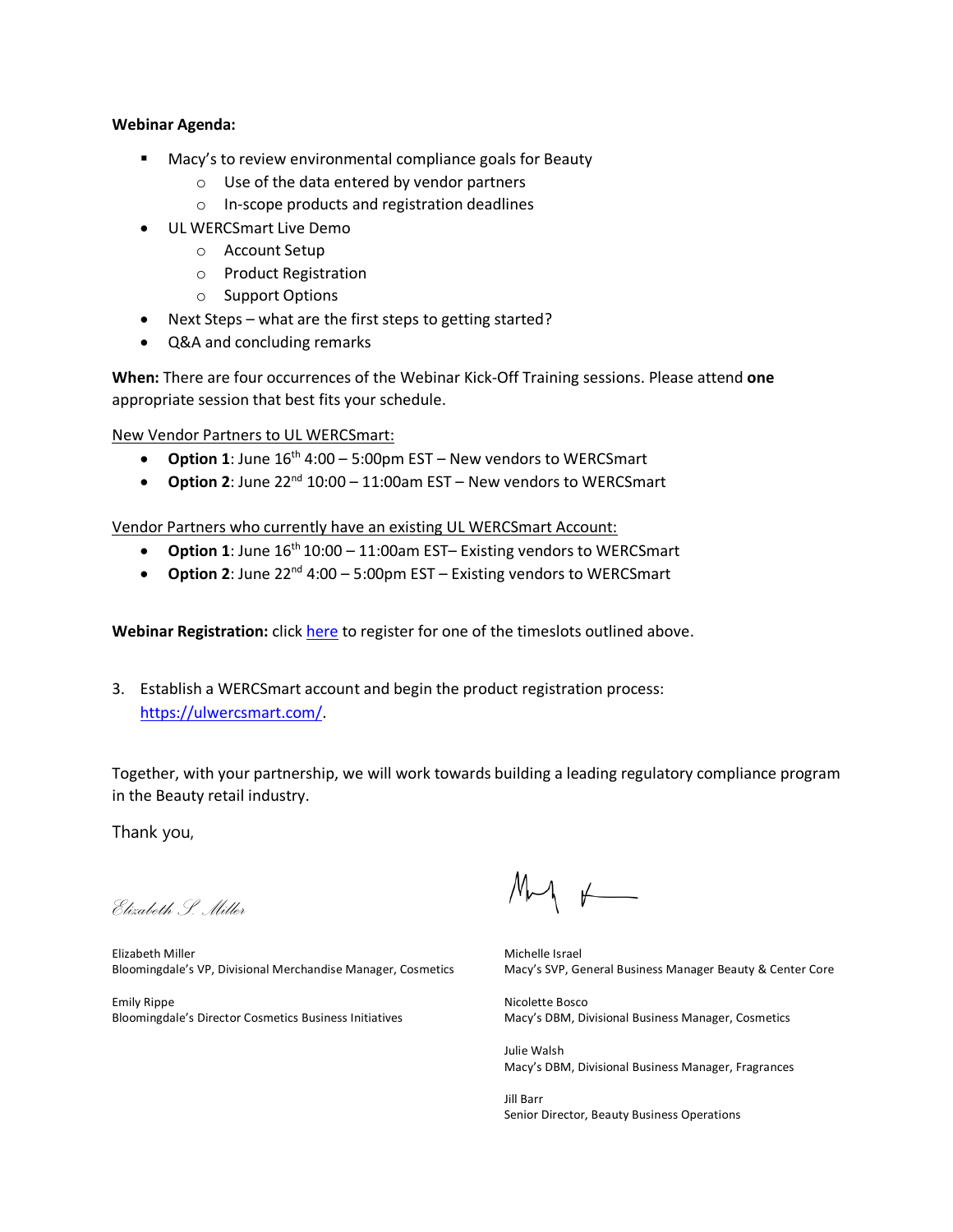**Webinar Agenda:**

- Macy's to review environmental compliance goals for Beauty
  - Use of the data entered by vendor partners
  - In-scope products and registration deadlines
- UL WERCSmart Live Demo
  - Account Setup
  - Product Registration
  - Support Options
- Next Steps – what are the first steps to getting started?
- Q&A and concluding remarks

**When:** There are four occurrences of the Webinar Kick-Off Training sessions. Please attend **one** appropriate session that best fits your schedule.

New Vendor Partners to UL WERCSmart:

- **Option 1**: June 16th 4:00 – 5:00pm EST – New vendors to WERCSmart
- **Option 2**: June 22nd 10:00 – 11:00am EST – New vendors to WERCSmart

Vendor Partners who currently have an existing UL WERCSmart Account:

- **Option 1**: June 16th 10:00 – 11:00am EST– Existing vendors to WERCSmart
- **Option 2**: June 22nd 4:00 – 5:00pm EST – Existing vendors to WERCSmart

**Webinar Registration:** click here to register for one of the timeslots outlined above.

3. Establish a WERCSmart account and begin the product registration process: https://ulwercsmart.com/.

Together, with your partnership, we will work towards building a leading regulatory compliance program in the Beauty retail industry.

Thank you,

*Elizabeth S. Miller*

Elizabeth Miller
Bloomingdale's VP, Divisional Merchandise Manager, Cosmetics

Emily Rippe
Bloomingdale's Director Cosmetics Business Initiatives

Michelle Israel
Macy's SVP, General Business Manager Beauty & Center Core

Nicolette Bosco
Macy's DBM, Divisional Business Manager, Cosmetics

Julie Walsh
Macy's DBM, Divisional Business Manager, Fragrances

Jill Barr
Senior Director, Beauty Business Operations